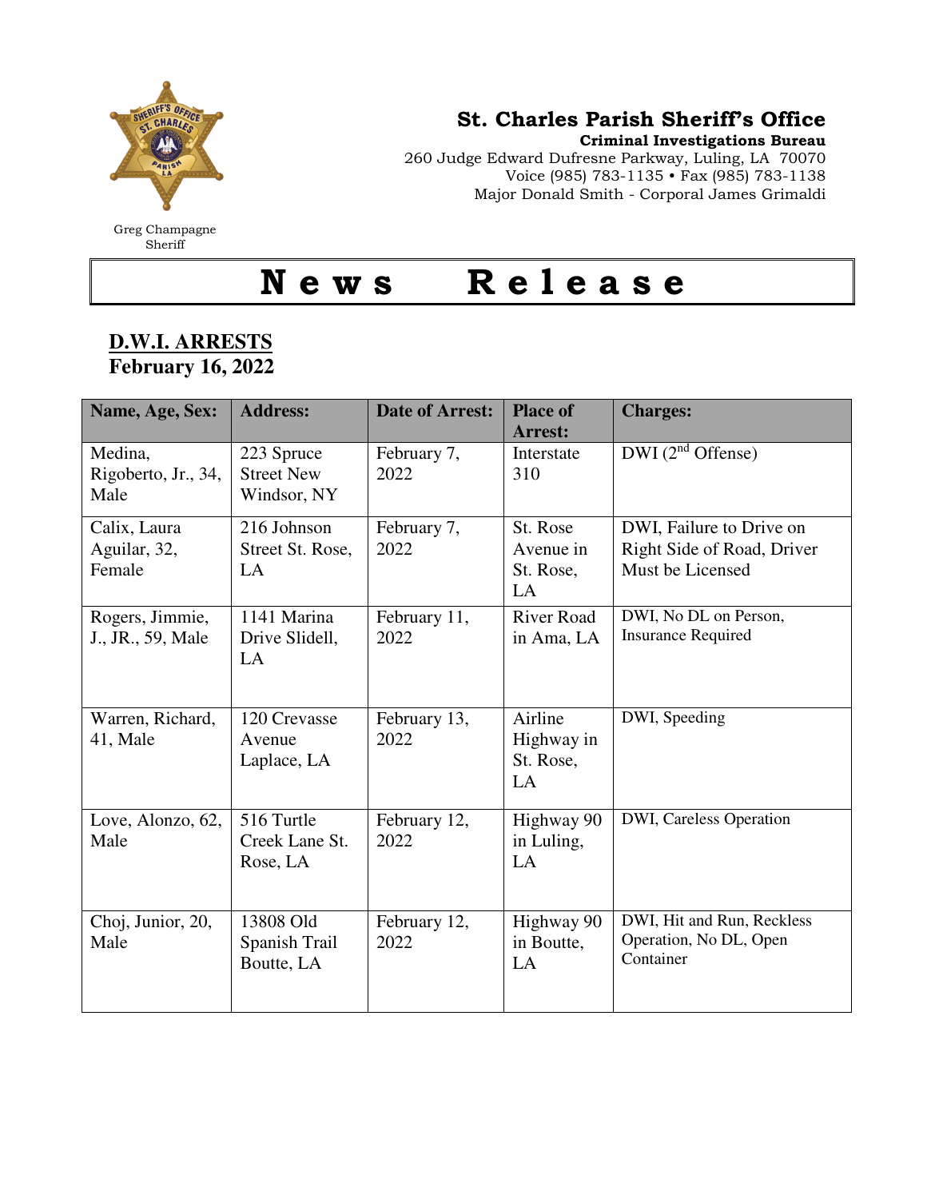Greg Champagne
Sheriff

## St. Charles Parish Sheriff's Office

**Criminal Investigations Bureau**

260 Judge Edward Dufresne Parkway, Luling, LA 70070
Voice (985) 783-1135 • Fax (985) 783-1138
Major Donald Smith - Corporal James Grimaldi

# News Release

**D.W.I. ARRESTS**
**February 16, 2022**

| Name, Age, Sex: | Address: | Date of Arrest: | Place of Arrest: | Charges: |
|---|---|---|---|---|
| Medina, Rigoberto, Jr., 34, Male | 223 Spruce Street New Windsor, NY | February 7, 2022 | Interstate 310 | DWI (2nd Offense) |
| Calix, Laura Aguilar, 32, Female | 216 Johnson Street St. Rose, LA | February 7, 2022 | St. Rose Avenue in St. Rose, LA | DWI, Failure to Drive on Right Side of Road, Driver Must be Licensed |
| Rogers, Jimmie, J., JR., 59, Male | 1141 Marina Drive Slidell, LA | February 11, 2022 | River Road in Ama, LA | DWI, No DL on Person, Insurance Required |
| Warren, Richard, 41, Male | 120 Crevasse Avenue Laplace, LA | February 13, 2022 | Airline Highway in St. Rose, LA | DWI, Speeding |
| Love, Alonzo, 62, Male | 516 Turtle Creek Lane St. Rose, LA | February 12, 2022 | Highway 90 in Luling, LA | DWI, Careless Operation |
| Choj, Junior, 20, Male | 13808 Old Spanish Trail Boutte, LA | February 12, 2022 | Highway 90 in Boutte, LA | DWI, Hit and Run, Reckless Operation, No DL, Open Container |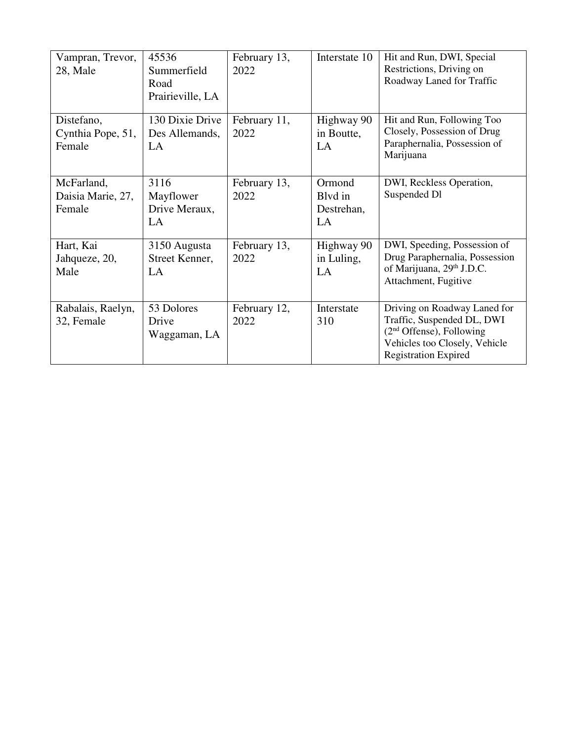| | | | | |
|---|---|---|---|---|
| Vampran, Trevor, 28, Male | 45536 Summerfield Road Prairieville, LA | February 13, 2022 | Interstate 10 | Hit and Run, DWI, Special Restrictions, Driving on Roadway Laned for Traffic |
| Distefano, Cynthia Pope, 51, Female | 130 Dixie Drive Des Allemands, LA | February 11, 2022 | Highway 90 in Boutte, LA | Hit and Run, Following Too Closely, Possession of Drug Paraphernalia, Possession of Marijuana |
| McFarland, Daisia Marie, 27, Female | 3116 Mayflower Drive Meraux, LA | February 13, 2022 | Ormond Blvd in Destrehan, LA | DWI, Reckless Operation, Suspended Dl |
| Hart, Kai Jahqueze, 20, Male | 3150 Augusta Street Kenner, LA | February 13, 2022 | Highway 90 in Luling, LA | DWI, Speeding, Possession of Drug Paraphernalia, Possession of Marijuana, 29th J.D.C. Attachment, Fugitive |
| Rabalais, Raelyn, 32, Female | 53 Dolores Drive Waggaman, LA | February 12, 2022 | Interstate 310 | Driving on Roadway Laned for Traffic, Suspended DL, DWI (2nd Offense), Following Vehicles too Closely, Vehicle Registration Expired |